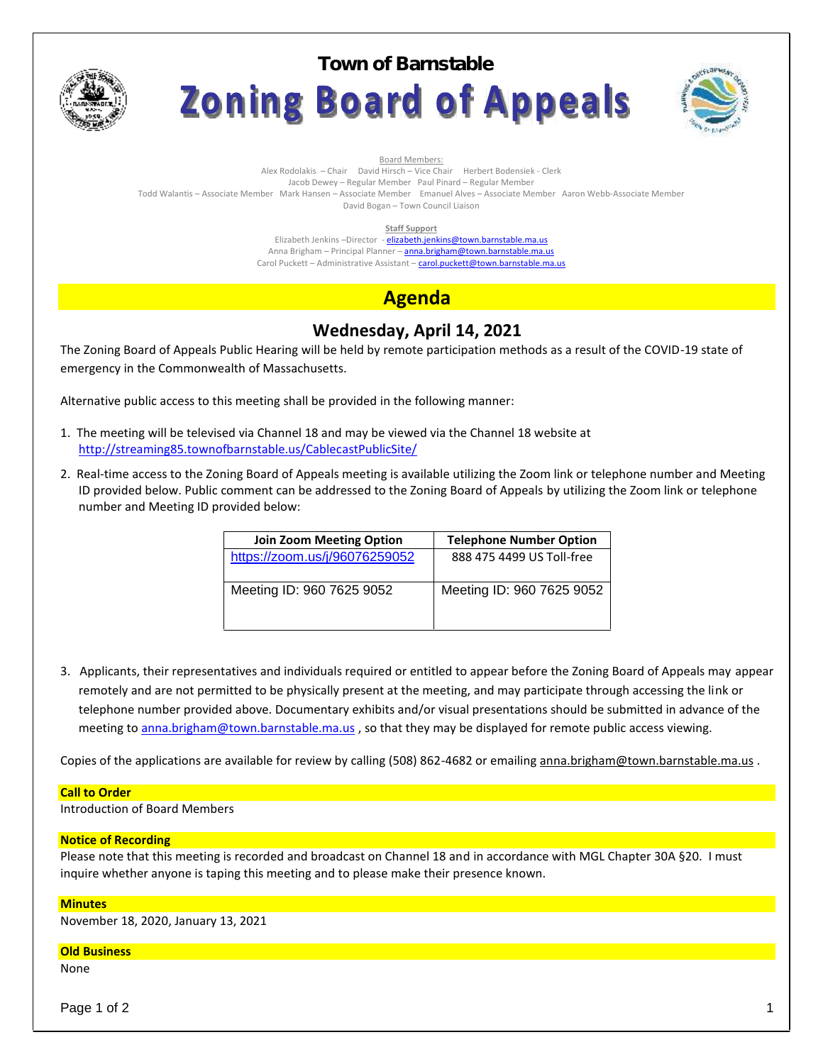# Town of Barnstable

# Zoning Board of Appeals

Board Members:

Alex Rodolakis – Chair   David Hirsch – Vice Chair   Herbert Bodensiek - Clerk
Jacob Dewey – Regular Member   Paul Pinard – Regular Member
Todd Walantis – Associate Member   Mark Hansen – Associate Member   Emanuel Alves – Associate Member   Aaron Webb-Associate Member
David Bogan – Town Council Liaison

**Staff Support**

Elizabeth Jenkins –Director - elizabeth.jenkins@town.barnstable.ma.us
Anna Brigham – Principal Planner – anna.brigham@town.barnstable.ma.us
Carol Puckett – Administrative Assistant – carol.puckett@town.barnstable.ma.us

## Agenda

### Wednesday, April 14, 2021

The Zoning Board of Appeals Public Hearing will be held by remote participation methods as a result of the COVID-19 state of emergency in the Commonwealth of Massachusetts.

Alternative public access to this meeting shall be provided in the following manner:

1. The meeting will be televised via Channel 18 and may be viewed via the Channel 18 website at http://streaming85.townofbarnstable.us/CablecastPublicSite/
2. Real-time access to the Zoning Board of Appeals meeting is available utilizing the Zoom link or telephone number and Meeting ID provided below. Public comment can be addressed to the Zoning Board of Appeals by utilizing the Zoom link or telephone number and Meeting ID provided below:

| Join Zoom Meeting Option | Telephone Number Option |
|---|---|
| https://zoom.us/j/96076259052 | 888 475 4499 US Toll-free |
| Meeting ID: 960 7625 9052 | Meeting ID: 960 7625 9052 |

3. Applicants, their representatives and individuals required or entitled to appear before the Zoning Board of Appeals may appear remotely and are not permitted to be physically present at the meeting, and may participate through accessing the link or telephone number provided above. Documentary exhibits and/or visual presentations should be submitted in advance of the meeting to anna.brigham@town.barnstable.ma.us , so that they may be displayed for remote public access viewing.

Copies of the applications are available for review by calling (508) 862-4682 or emailing anna.brigham@town.barnstable.ma.us .

**Call to Order**

Introduction of Board Members

**Notice of Recording**

Please note that this meeting is recorded and broadcast on Channel 18 and in accordance with MGL Chapter 30A §20. I must inquire whether anyone is taping this meeting and to please make their presence known.

**Minutes**

November 18, 2020, January 13, 2021

**Old Business**

None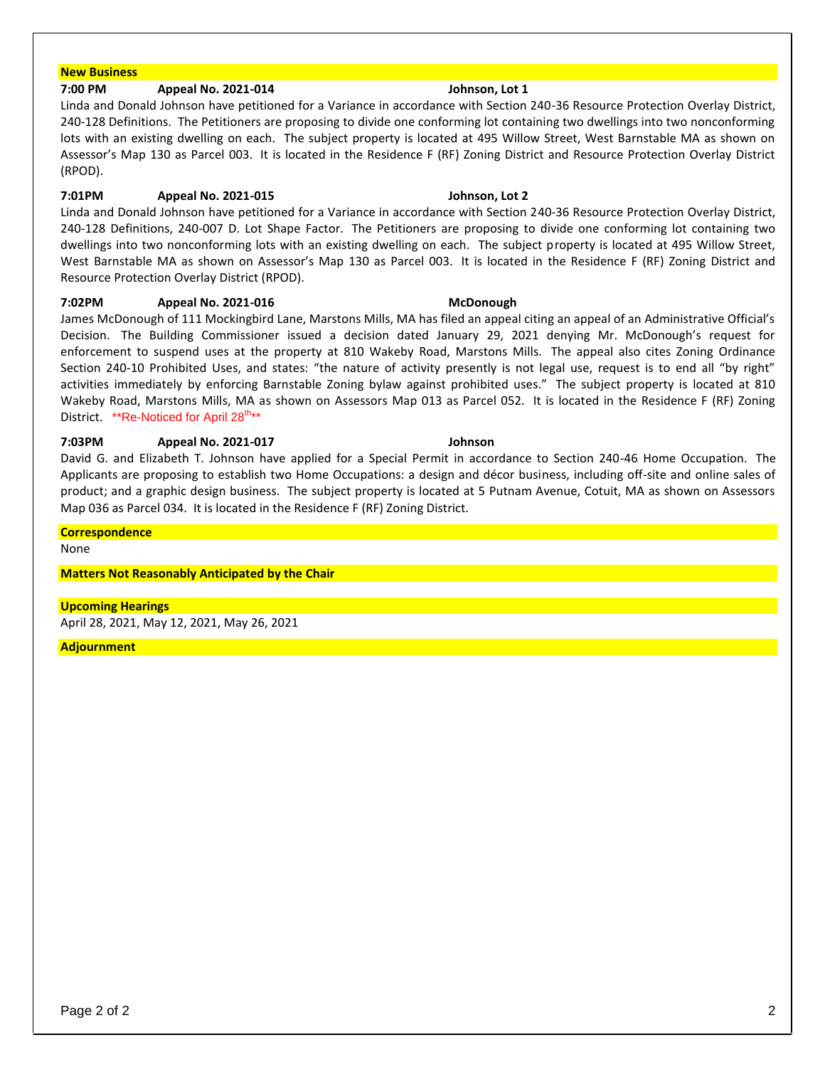## New Business

**7:00 PM Appeal No. 2021-014 Johnson, Lot 1**

Linda and Donald Johnson have petitioned for a Variance in accordance with Section 240-36 Resource Protection Overlay District, 240-128 Definitions. The Petitioners are proposing to divide one conforming lot containing two dwellings into two nonconforming lots with an existing dwelling on each. The subject property is located at 495 Willow Street, West Barnstable MA as shown on Assessor's Map 130 as Parcel 003. It is located in the Residence F (RF) Zoning District and Resource Protection Overlay District (RPOD).

**7:01PM Appeal No. 2021-015 Johnson, Lot 2**

Linda and Donald Johnson have petitioned for a Variance in accordance with Section 240-36 Resource Protection Overlay District, 240-128 Definitions, 240-007 D. Lot Shape Factor. The Petitioners are proposing to divide one conforming lot containing two dwellings into two nonconforming lots with an existing dwelling on each. The subject property is located at 495 Willow Street, West Barnstable MA as shown on Assessor's Map 130 as Parcel 003. It is located in the Residence F (RF) Zoning District and Resource Protection Overlay District (RPOD).

**7:02PM Appeal No. 2021-016 McDonough**

James McDonough of 111 Mockingbird Lane, Marstons Mills, MA has filed an appeal citing an appeal of an Administrative Official's Decision. The Building Commissioner issued a decision dated January 29, 2021 denying Mr. McDonough's request for enforcement to suspend uses at the property at 810 Wakeby Road, Marstons Mills. The appeal also cites Zoning Ordinance Section 240-10 Prohibited Uses, and states: "the nature of activity presently is not legal use, request is to end all "by right" activities immediately by enforcing Barnstable Zoning bylaw against prohibited uses." The subject property is located at 810 Wakeby Road, Marstons Mills, MA as shown on Assessors Map 013 as Parcel 052. It is located in the Residence F (RF) Zoning District. **Re-Noticed for April 28th**

**7:03PM Appeal No. 2021-017 Johnson**

David G. and Elizabeth T. Johnson have applied for a Special Permit in accordance to Section 240-46 Home Occupation. The Applicants are proposing to establish two Home Occupations: a design and décor business, including off-site and online sales of product; and a graphic design business. The subject property is located at 5 Putnam Avenue, Cotuit, MA as shown on Assessors Map 036 as Parcel 034. It is located in the Residence F (RF) Zoning District.

## Correspondence

None

## Matters Not Reasonably Anticipated by the Chair

## Upcoming Hearings

April 28, 2021, May 12, 2021, May 26, 2021

## Adjournment